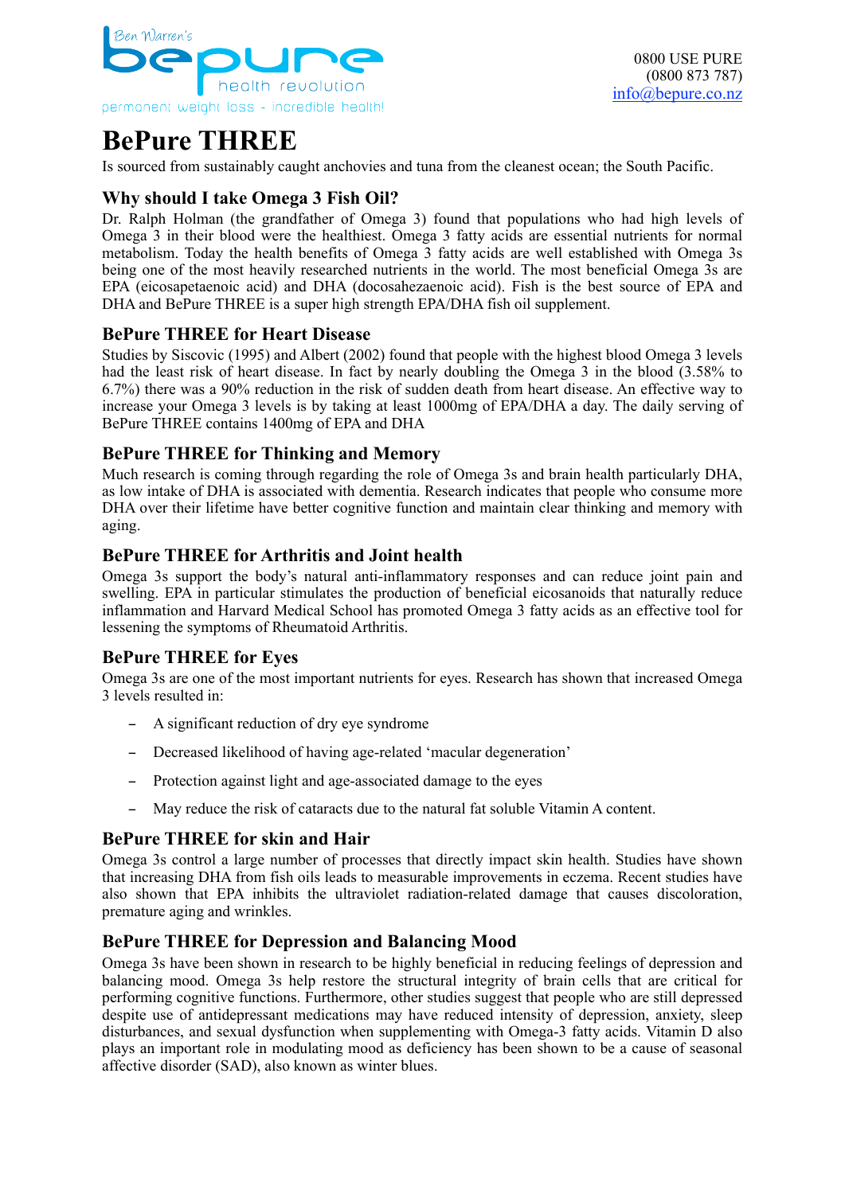Ben Warren's bepure health revolution
permanent weight loss - incredible health!

0800 USE PURE
(0800 873 787)
info@bepure.co.nz

# BePure THREE

Is sourced from sustainably caught anchovies and tuna from the cleanest ocean; the South Pacific.

## Why should I take Omega 3 Fish Oil?

Dr. Ralph Holman (the grandfather of Omega 3) found that populations who had high levels of Omega 3 in their blood were the healthiest. Omega 3 fatty acids are essential nutrients for normal metabolism. Today the health benefits of Omega 3 fatty acids are well established with Omega 3s being one of the most heavily researched nutrients in the world. The most beneficial Omega 3s are EPA (eicosapetaenoic acid) and DHA (docosahezaenoic acid). Fish is the best source of EPA and DHA and BePure THREE is a super high strength EPA/DHA fish oil supplement.

## BePure THREE for Heart Disease

Studies by Siscovic (1995) and Albert (2002) found that people with the highest blood Omega 3 levels had the least risk of heart disease. In fact by nearly doubling the Omega 3 in the blood (3.58% to 6.7%) there was a 90% reduction in the risk of sudden death from heart disease. An effective way to increase your Omega 3 levels is by taking at least 1000mg of EPA/DHA a day. The daily serving of BePure THREE contains 1400mg of EPA and DHA

## BePure THREE for Thinking and Memory

Much research is coming through regarding the role of Omega 3s and brain health particularly DHA, as low intake of DHA is associated with dementia. Research indicates that people who consume more DHA over their lifetime have better cognitive function and maintain clear thinking and memory with aging.

## BePure THREE for Arthritis and Joint health

Omega 3s support the body's natural anti-inflammatory responses and can reduce joint pain and swelling. EPA in particular stimulates the production of beneficial eicosanoids that naturally reduce inflammation and Harvard Medical School has promoted Omega 3 fatty acids as an effective tool for lessening the symptoms of Rheumatoid Arthritis.

## BePure THREE for Eyes

Omega 3s are one of the most important nutrients for eyes. Research has shown that increased Omega 3 levels resulted in:

- A significant reduction of dry eye syndrome
- Decreased likelihood of having age-related 'macular degeneration'
- Protection against light and age-associated damage to the eyes
- May reduce the risk of cataracts due to the natural fat soluble Vitamin A content.

## BePure THREE for skin and Hair

Omega 3s control a large number of processes that directly impact skin health. Studies have shown that increasing DHA from fish oils leads to measurable improvements in eczema. Recent studies have also shown that EPA inhibits the ultraviolet radiation-related damage that causes discoloration, premature aging and wrinkles.

## BePure THREE for Depression and Balancing Mood

Omega 3s have been shown in research to be highly beneficial in reducing feelings of depression and balancing mood. Omega 3s help restore the structural integrity of brain cells that are critical for performing cognitive functions. Furthermore, other studies suggest that people who are still depressed despite use of antidepressant medications may have reduced intensity of depression, anxiety, sleep disturbances, and sexual dysfunction when supplementing with Omega-3 fatty acids. Vitamin D also plays an important role in modulating mood as deficiency has been shown to be a cause of seasonal affective disorder (SAD), also known as winter blues.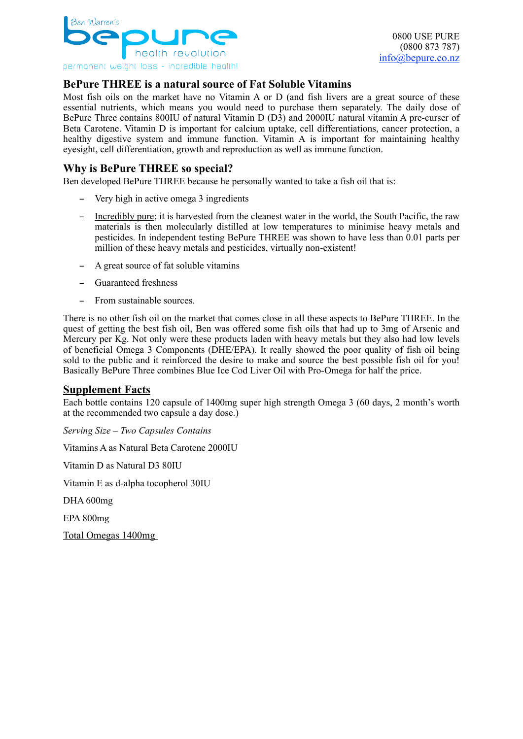Ben Warren's

bepure

health revolution

permanent weight loss - incredible health!

0800 USE PURE
(0800 873 787)
info@bepure.co.nz

## BePure THREE is a natural source of Fat Soluble Vitamins

Most fish oils on the market have no Vitamin A or D (and fish livers are a great source of these essential nutrients, which means you would need to purchase them separately. The daily dose of BePure Three contains 800IU of natural Vitamin D (D3) and 2000IU natural vitamin A pre-curser of Beta Carotene. Vitamin D is important for calcium uptake, cell differentiations, cancer protection, a healthy digestive system and immune function. Vitamin A is important for maintaining healthy eyesight, cell differentiation, growth and reproduction as well as immune function.

## Why is BePure THREE so special?

Ben developed BePure THREE because he personally wanted to take a fish oil that is:

- Very high in active omega 3 ingredients
- Incredibly pure; it is harvested from the cleanest water in the world, the South Pacific, the raw materials is then molecularly distilled at low temperatures to minimise heavy metals and pesticides. In independent testing BePure THREE was shown to have less than 0.01 parts per million of these heavy metals and pesticides, virtually non-existent!
- A great source of fat soluble vitamins
- Guaranteed freshness
- From sustainable sources.

There is no other fish oil on the market that comes close in all these aspects to BePure THREE. In the quest of getting the best fish oil, Ben was offered some fish oils that had up to 3mg of Arsenic and Mercury per Kg. Not only were these products laden with heavy metals but they also had low levels of beneficial Omega 3 Components (DHE/EPA). It really showed the poor quality of fish oil being sold to the public and it reinforced the desire to make and source the best possible fish oil for you! Basically BePure Three combines Blue Ice Cod Liver Oil with Pro-Omega for half the price.

## Supplement Facts

Each bottle contains 120 capsule of 1400mg super high strength Omega 3 (60 days, 2 month's worth at the recommended two capsule a day dose.)

*Serving Size – Two Capsules Contains*

Vitamins A as Natural Beta Carotene 2000IU

Vitamin D as Natural D3 80IU

Vitamin E as d-alpha tocopherol 30IU

DHA 600mg

EPA 800mg

Total Omegas 1400mg